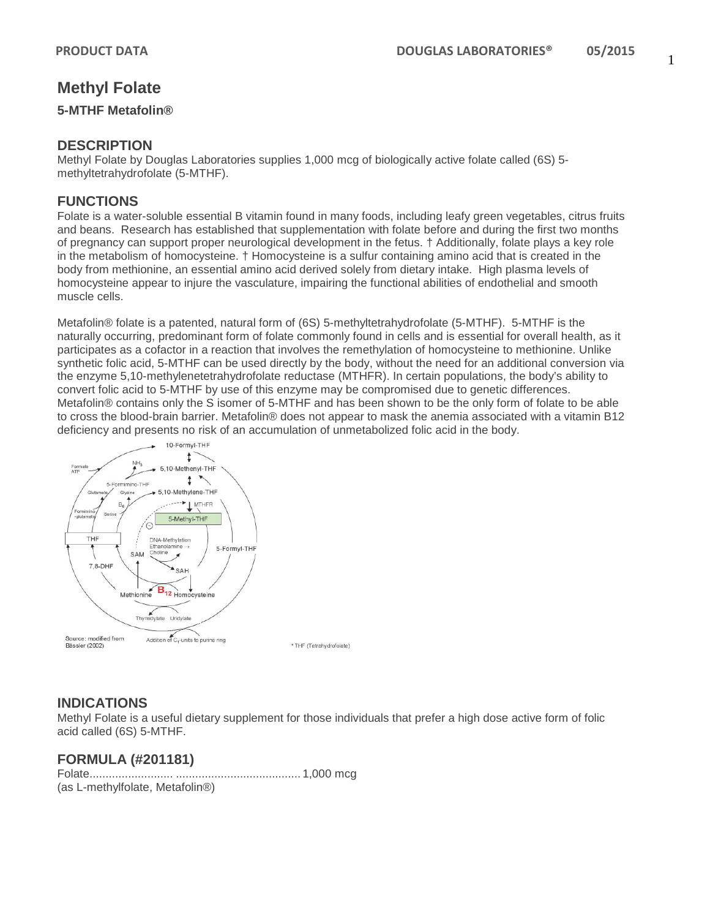# Methyl Folate

**5-MTHF Metafolin®**

## DESCRIPTION

Methyl Folate by Douglas Laboratories supplies 1,000 mcg of biologically active folate called (6S) 5-methyltetrahydrofolate (5-MTHF).

## FUNCTIONS

Folate is a water-soluble essential B vitamin found in many foods, including leafy green vegetables, citrus fruits and beans. Research has established that supplementation with folate before and during the first two months of pregnancy can support proper neurological development in the fetus. † Additionally, folate plays a key role in the metabolism of homocysteine. † Homocysteine is a sulfur containing amino acid that is created in the body from methionine, an essential amino acid derived solely from dietary intake. High plasma levels of homocysteine appear to injure the vasculature, impairing the functional abilities of endothelial and smooth muscle cells.

Metafolin® folate is a patented, natural form of (6S) 5-methyltetrahydrofolate (5-MTHF). 5-MTHF is the naturally occurring, predominant form of folate commonly found in cells and is essential for overall health, as it participates as a cofactor in a reaction that involves the remethylation of homocysteine to methionine. Unlike synthetic folic acid, 5-MTHF can be used directly by the body, without the need for an additional conversion via the enzyme 5,10-methylenetetrahydrofolate reductase (MTHFR). In certain populations, the body's ability to convert folic acid to 5-MTHF by use of this enzyme may be compromised due to genetic differences. Metafolin® contains only the S isomer of 5-MTHF and has been shown to be the only form of folate to be able to cross the blood-brain barrier. Metafolin® does not appear to mask the anemia associated with a vitamin B12 deficiency and presents no risk of an accumulation of unmetabolized folic acid in the body.

Source: modified from Bässler (2002)

* THF (Tetrahydrofolate)

## INDICATIONS

Methyl Folate is a useful dietary supplement for those individuals that prefer a high dose active form of folic acid called (6S) 5-MTHF.

## FORMULA (#201181)

Folate........................ ...................................... 1,000 mcg
(as L-methylfolate, Metafolin®)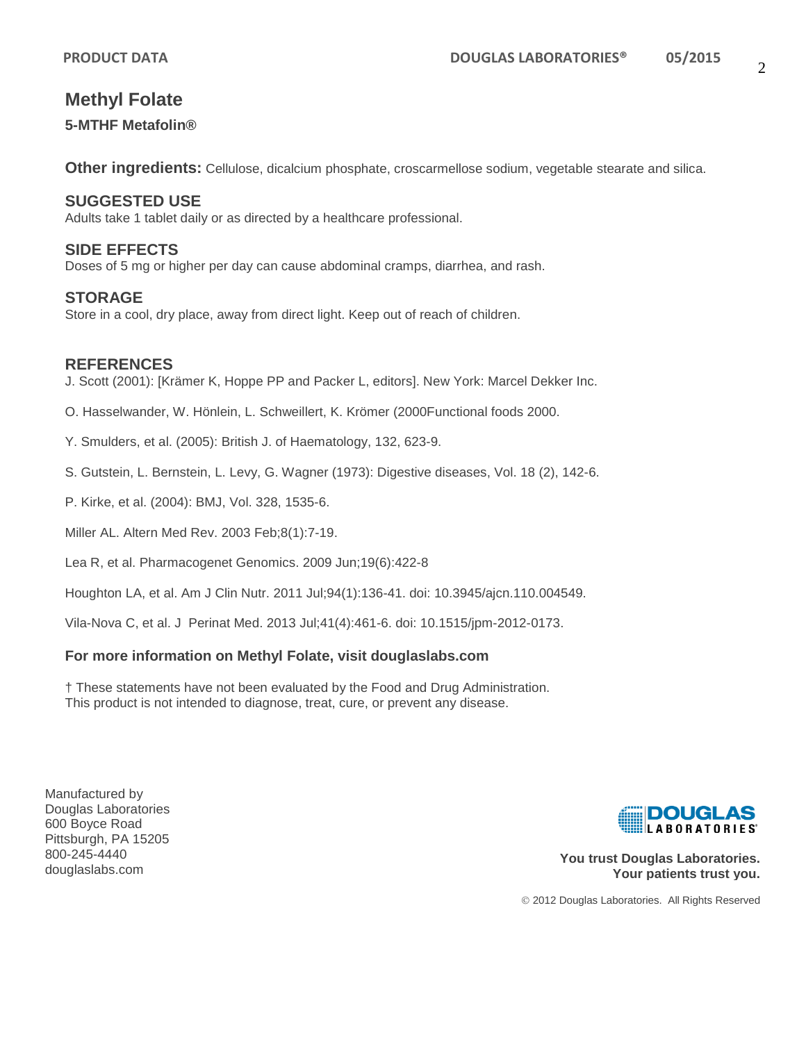## Methyl Folate

**5-MTHF Metafolin®**

**Other ingredients:** Cellulose, dicalcium phosphate, croscarmellose sodium, vegetable stearate and silica.

### SUGGESTED USE

Adults take 1 tablet daily or as directed by a healthcare professional.

### SIDE EFFECTS

Doses of 5 mg or higher per day can cause abdominal cramps, diarrhea, and rash.

### STORAGE

Store in a cool, dry place, away from direct light. Keep out of reach of children.

### REFERENCES

J. Scott (2001): [Krämer K, Hoppe PP and Packer L, editors]. New York: Marcel Dekker Inc.

O. Hasselwander, W. Hönlein, L. Schweillert, K. Krömer (2000Functional foods 2000.

Y. Smulders, et al. (2005): British J. of Haematology, 132, 623-9.

S. Gutstein, L. Bernstein, L. Levy, G. Wagner (1973): Digestive diseases, Vol. 18 (2), 142-6.

P. Kirke, et al. (2004): BMJ, Vol. 328, 1535-6.

Miller AL. Altern Med Rev. 2003 Feb;8(1):7-19.

Lea R, et al. Pharmacogenet Genomics. 2009 Jun;19(6):422-8

Houghton LA, et al. Am J Clin Nutr. 2011 Jul;94(1):136-41. doi: 10.3945/ajcn.110.004549.

Vila-Nova C, et al. J Perinat Med. 2013 Jul;41(4):461-6. doi: 10.1515/jpm-2012-0173.

**For more information on Methyl Folate, visit douglaslabs.com**

† These statements have not been evaluated by the Food and Drug Administration.
This product is not intended to diagnose, treat, cure, or prevent any disease.

Manufactured by
Douglas Laboratories
600 Boyce Road
Pittsburgh, PA 15205
800-245-4440
douglaslabs.com

DOUGLAS LABORATORIES

**You trust Douglas Laboratories.
Your patients trust you.**

© 2012 Douglas Laboratories. All Rights Reserved